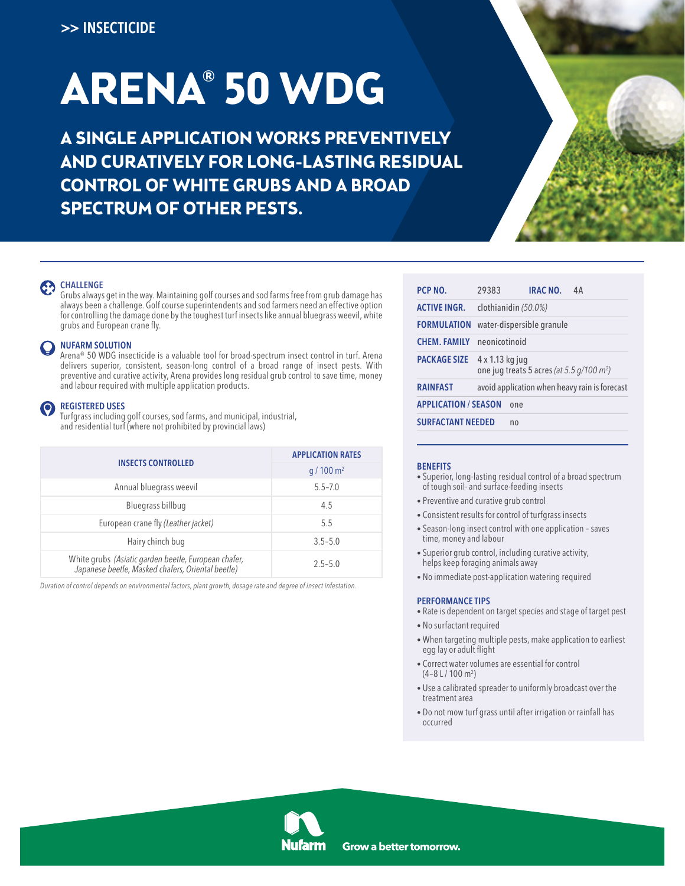>> INSECTICIDE

# ARENA® 50 WDG

## A SINGLE APPLICATION WORKS PREVENTIVELY AND CURATIVELY FOR LONG-LASTING RESIDUAL CONTROL OF WHITE GRUBS AND A BROAD SPECTRUM OF OTHER PESTS.

### CHALLENGE

Grubs always get in the way. Maintaining golf courses and sod farms free from grub damage has always been a challenge. Golf course superintendents and sod farmers need an effective option for controlling the damage done by the toughest turf insects like annual bluegrass weevil, white grubs and European crane fly.

### NUFARM SOLUTION

Arena® 50 WDG insecticide is a valuable tool for broad-spectrum insect control in turf. Arena delivers superior, consistent, season-long control of a broad range of insect pests. With preventive and curative activity, Arena provides long residual grub control to save time, money and labour required with multiple application products.

### REGISTERED USES

Turfgrass including golf courses, sod farms, and municipal, industrial, and residential turf (where not prohibited by provincial laws)

| INSECTS CONTROLLED | APPLICATION RATES g / 100 m² |
|---|---|
| Annual bluegrass weevil | 5.5–7.0 |
| Bluegrass billbug | 4.5 |
| European crane fly *(Leather jacket)* | 5.5 |
| Hairy chinch bug | 3.5–5.0 |
| White grubs *(Asiatic garden beetle, European chafer, Japanese beetle, Masked chafers, Oriental beetle)* | 2.5–5.0 |

*Duration of control depends on environmental factors, plant growth, dosage rate and degree of insect infestation.*

| | | | |
|---|---|---|---|
| **PCP NO.** | 29383 | **IRAC NO.** | 4A |
| **ACTIVE INGR.** | clothianidin *(50.0%)* | | |
| **FORMULATION** | water-dispersible granule | | |
| **CHEM. FAMILY** | neonicotinoid | | |
| **PACKAGE SIZE** | 4 x 1.13 kg jug<br>one jug treats 5 acres *(at 5.5 g/100 m²)* | | |
| **RAINFAST** | avoid application when heavy rain is forecast | | |
| **APPLICATION / SEASON** | one | | |
| **SURFACTANT NEEDED** | no | | |

### BENEFITS

- Superior, long-lasting residual control of a broad spectrum of tough soil- and surface-feeding insects
- Preventive and curative grub control
- Consistent results for control of turfgrass insects
- Season-long insect control with one application – saves time, money and labour
- Superior grub control, including curative activity, helps keep foraging animals away
- No immediate post-application watering required

### PERFORMANCE TIPS

- Rate is dependent on target species and stage of target pest
- No surfactant required
- When targeting multiple pests, make application to earliest egg lay or adult flight
- Correct water volumes are essential for control (4–8 L / 100 m²)
- Use a calibrated spreader to uniformly broadcast over the treatment area
- Do not mow turf grass until after irrigation or rainfall has occurred

Nufarm Grow a better tomorrow.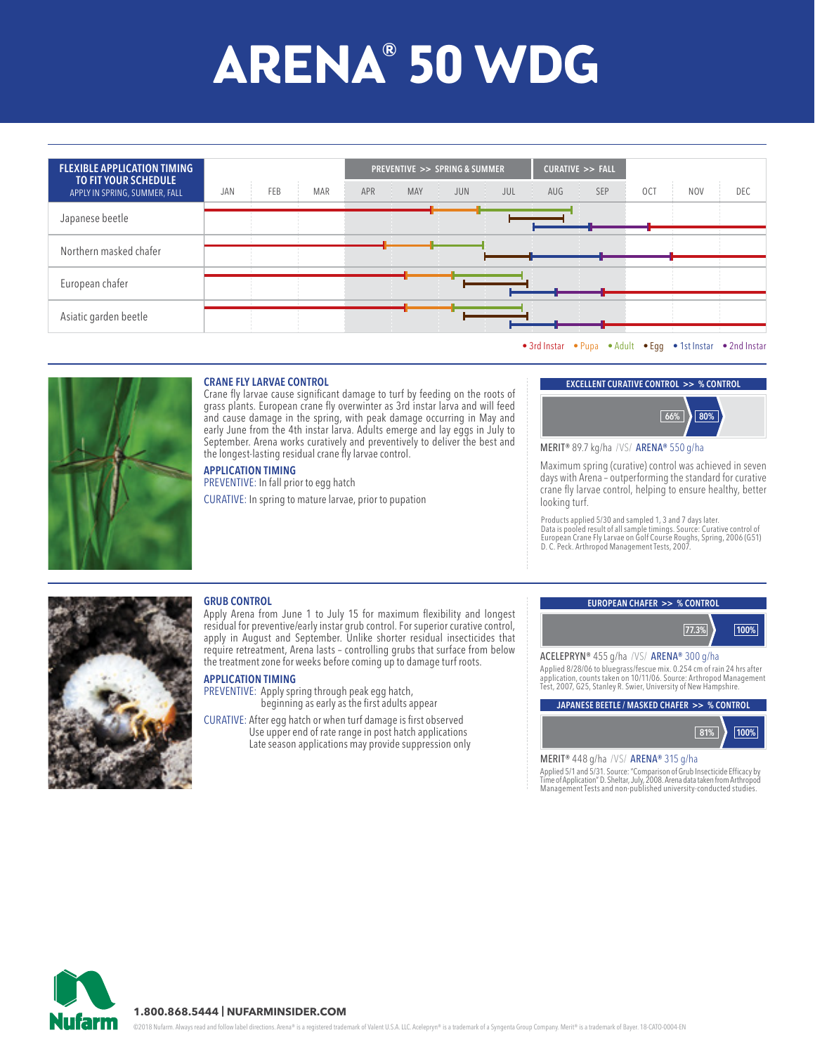# ARENA® 50 WDG

**FLEXIBLE APPLICATION TIMING TO FIT YOUR SCHEDULE**
APPLY IN SPRING, SUMMER, FALL

PREVENTIVE >> SPRING & SUMMER
CURATIVE >> FALL

JAN FEB MAR APR MAY JUN JUL AUG SEP OCT NOV DEC

Japanese beetle
Northern masked chafer
European chafer
Asiatic garden beetle

• 3rd Instar • Pupa • Adult • Egg • 1st Instar • 2nd Instar

## CRANE FLY LARVAE CONTROL

Crane fly larvae cause significant damage to turf by feeding on the roots of grass plants. European crane fly overwinter as 3rd instar larva and will feed and cause damage in the spring, with peak damage occurring in May and early June from the 4th instar larva. Adults emerge and lay eggs in July to September. Arena works curatively and preventively to deliver the best and the longest-lasting residual crane fly larvae control.

### APPLICATION TIMING

PREVENTIVE: In fall prior to egg hatch

CURATIVE: In spring to mature larvae, prior to pupation

**EXCELLENT CURATIVE CONTROL >> % CONTROL**

66%
80%

MERIT® 89.7 kg/ha /VS/ ARENA® 550 g/ha

Maximum spring (curative) control was achieved in seven days with Arena – outperforming the standard for curative crane fly larvae control, helping to ensure healthy, better looking turf.

Products applied 5/30 and sampled 1, 3 and 7 days later. Data is pooled result of all sample timings. Source: Curative control of European Crane Fly Larvae on Golf Course Roughs, Spring, 2006 (G51) D. C. Peck. Arthropod Management Tests, 2007.

## GRUB CONTROL

Apply Arena from June 1 to July 15 for maximum flexibility and longest residual for preventive/early instar grub control. For superior curative control, apply in August and September. Unlike shorter residual insecticides that require retreatment, Arena lasts – controlling grubs that surface from below the treatment zone for weeks before coming up to damage turf roots.

### APPLICATION TIMING

PREVENTIVE: Apply spring through peak egg hatch, beginning as early as the first adults appear

CURATIVE: After egg hatch or when turf damage is first observed
Use upper end of rate range in post hatch applications
Late season applications may provide suppression only

**EUROPEAN CHAFER >> % CONTROL**

77.3%
100%

ACELEPRYN® 455 g/ha /VS/ ARENA® 300 g/ha

Applied 8/28/06 to bluegrass/fescue mix. 0.254 cm of rain 24 hrs after application, counts taken on 10/11/06. Source: Arthropod Management Test, 2007, G25, Stanley R. Swier, University of New Hampshire.

**JAPANESE BEETLE / MASKED CHAFER >> % CONTROL**

81%
100%

MERIT® 448 g/ha /VS/ ARENA® 315 g/ha

Applied 5/1 and 5/31. Source: "Comparison of Grub Insecticide Efficacy by Time of Application" D. Sheltar, July, 2008. Arena data taken from Arthropod Management Tests and non-published university-conducted studies.

**1.800.868.5444 | NUFARMINSIDER.COM**

©2018 Nufarm. Always read and follow label directions. Arena® is a registered trademark of Valent U.S.A. LLC. Acelepryn® is a trademark of a Syngenta Group Company. Merit® is a trademark of Bayer. 18-CATO-0004-EN